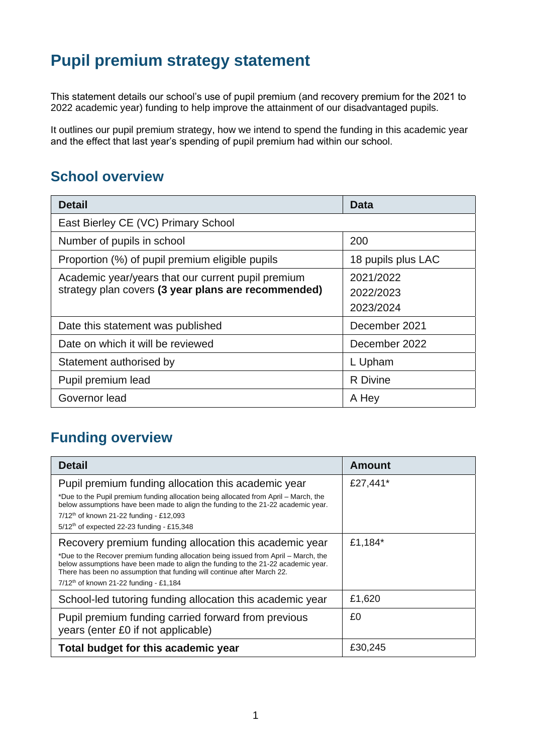# Pupil premium strategy statement

This statement details our school's use of pupil premium (and recovery premium for the 2021 to 2022 academic year) funding to help improve the attainment of our disadvantaged pupils.

It outlines our pupil premium strategy, how we intend to spend the funding in this academic year and the effect that last year's spending of pupil premium had within our school.

## School overview

| Detail | Data |
|---|---|
| East Bierley CE (VC) Primary School | |
| Number of pupils in school | 200 |
| Proportion (%) of pupil premium eligible pupils | 18 pupils plus LAC |
| Academic year/years that our current pupil premium strategy plan covers **(3 year plans are recommended)** | 2021/2022<br>2022/2023<br>2023/2024 |
| Date this statement was published | December 2021 |
| Date on which it will be reviewed | December 2022 |
| Statement authorised by | L Upham |
| Pupil premium lead | R Divine |
| Governor lead | A Hey |

## Funding overview

| Detail | Amount |
|---|---|
| Pupil premium funding allocation this academic year<br>*Due to the Pupil premium funding allocation being allocated from April – March, the below assumptions have been made to align the funding to the 21-22 academic year.<br>7/12th of known 21-22 funding - £12,093<br>5/12th of expected 22-23 funding - £15,348 | £27,441* |
| Recovery premium funding allocation this academic year<br>*Due to the Recover premium funding allocation being issued from April – March, the below assumptions have been made to align the funding to the 21-22 academic year. There has been no assumption that funding will continue after March 22.<br>7/12th of known 21-22 funding - £1,184 | £1,184* |
| School-led tutoring funding allocation this academic year | £1,620 |
| Pupil premium funding carried forward from previous years (enter £0 if not applicable) | £0 |
| **Total budget for this academic year** | £30,245 |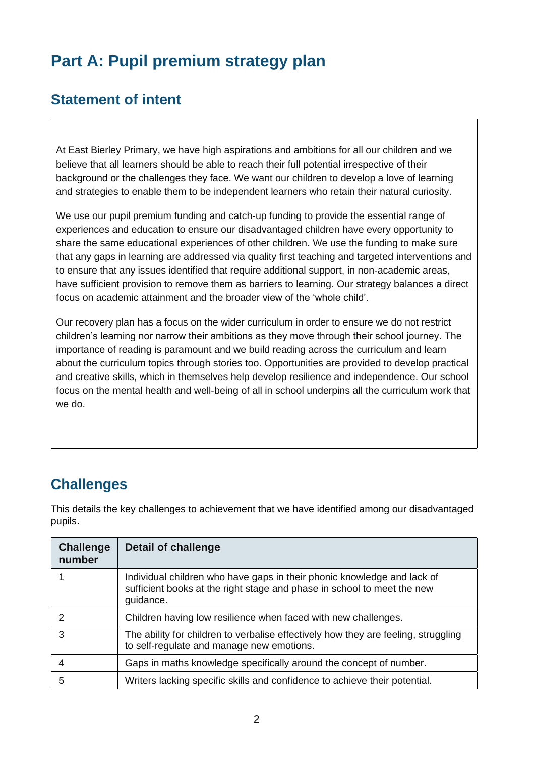# Part A: Pupil premium strategy plan

## Statement of intent

At East Bierley Primary, we have high aspirations and ambitions for all our children and we believe that all learners should be able to reach their full potential irrespective of their background or the challenges they face. We want our children to develop a love of learning and strategies to enable them to be independent learners who retain their natural curiosity.

We use our pupil premium funding and catch-up funding to provide the essential range of experiences and education to ensure our disadvantaged children have every opportunity to share the same educational experiences of other children. We use the funding to make sure that any gaps in learning are addressed via quality first teaching and targeted interventions and to ensure that any issues identified that require additional support, in non-academic areas, have sufficient provision to remove them as barriers to learning. Our strategy balances a direct focus on academic attainment and the broader view of the 'whole child'.

Our recovery plan has a focus on the wider curriculum in order to ensure we do not restrict children's learning nor narrow their ambitions as they move through their school journey. The importance of reading is paramount and we build reading across the curriculum and learn about the curriculum topics through stories too. Opportunities are provided to develop practical and creative skills, which in themselves help develop resilience and independence. Our school focus on the mental health and well-being of all in school underpins all the curriculum work that we do.

## Challenges

This details the key challenges to achievement that we have identified among our disadvantaged pupils.

| Challenge number | Detail of challenge |
|---|---|
| 1 | Individual children who have gaps in their phonic knowledge and lack of sufficient books at the right stage and phase in school to meet the new guidance. |
| 2 | Children having low resilience when faced with new challenges. |
| 3 | The ability for children to verbalise effectively how they are feeling, struggling to self-regulate and manage new emotions. |
| 4 | Gaps in maths knowledge specifically around the concept of number. |
| 5 | Writers lacking specific skills and confidence to achieve their potential. |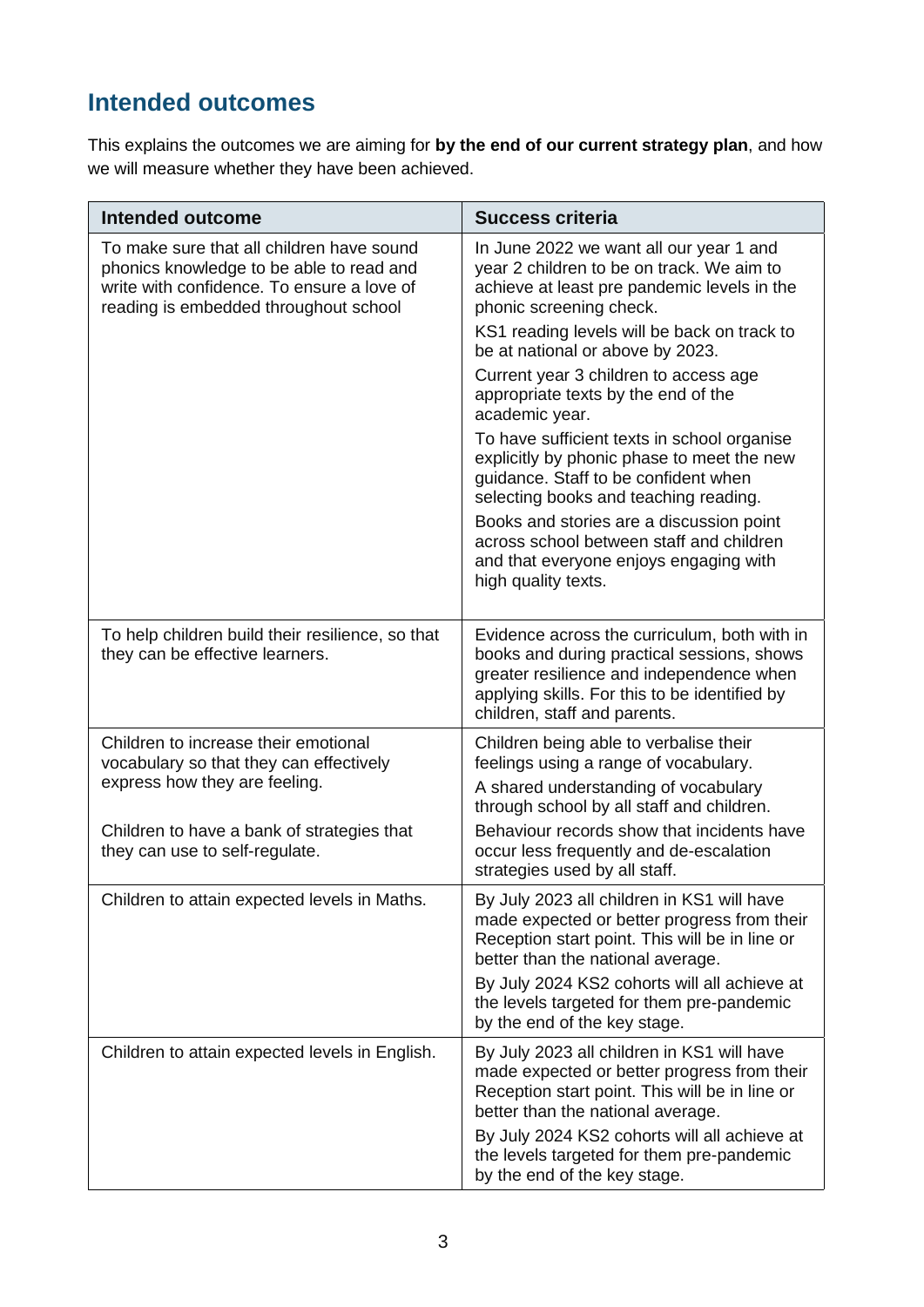## Intended outcomes

This explains the outcomes we are aiming for **by the end of our current strategy plan**, and how we will measure whether they have been achieved.

| Intended outcome | Success criteria |
| --- | --- |
| To make sure that all children have sound phonics knowledge to be able to read and write with confidence. To ensure a love of reading is embedded throughout school | In June 2022 we want all our year 1 and year 2 children to be on track. We aim to achieve at least pre pandemic levels in the phonic screening check.<br><br>KS1 reading levels will be back on track to be at national or above by 2023.<br><br>Current year 3 children to access age appropriate texts by the end of the academic year.<br><br>To have sufficient texts in school organise explicitly by phonic phase to meet the new guidance. Staff to be confident when selecting books and teaching reading.<br><br>Books and stories are a discussion point across school between staff and children and that everyone enjoys engaging with high quality texts. |
| To help children build their resilience, so that they can be effective learners. | Evidence across the curriculum, both with in books and during practical sessions, shows greater resilience and independence when applying skills. For this to be identified by children, staff and parents. |
| Children to increase their emotional vocabulary so that they can effectively express how they are feeling.<br><br>Children to have a bank of strategies that they can use to self-regulate. | Children being able to verbalise their feelings using a range of vocabulary.<br><br>A shared understanding of vocabulary through school by all staff and children.<br><br>Behaviour records show that incidents have occur less frequently and de-escalation strategies used by all staff. |
| Children to attain expected levels in Maths. | By July 2023 all children in KS1 will have made expected or better progress from their Reception start point. This will be in line or better than the national average.<br><br>By July 2024 KS2 cohorts will all achieve at the levels targeted for them pre-pandemic by the end of the key stage. |
| Children to attain expected levels in English. | By July 2023 all children in KS1 will have made expected or better progress from their Reception start point. This will be in line or better than the national average.<br><br>By July 2024 KS2 cohorts will all achieve at the levels targeted for them pre-pandemic by the end of the key stage. |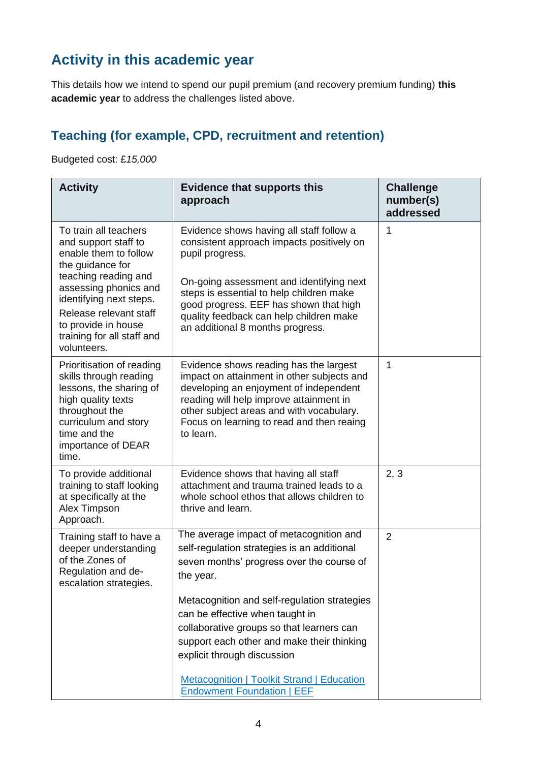## Activity in this academic year

This details how we intend to spend our pupil premium (and recovery premium funding) **this academic year** to address the challenges listed above.

### Teaching (for example, CPD, recruitment and retention)

Budgeted cost: £*15,000*

| Activity | Evidence that supports this approach | Challenge number(s) addressed |
|---|---|---|
| To train all teachers and support staff to enable them to follow the guidance for teaching reading and assessing phonics and identifying next steps. Release relevant staff to provide in house training for all staff and volunteers. | Evidence shows having all staff follow a consistent approach impacts positively on pupil progress.<br><br>On-going assessment and identifying next steps is essential to help children make good progress. EEF has shown that high quality feedback can help children make an additional 8 months progress. | 1 |
| Prioritisation of reading skills through reading lessons, the sharing of high quality texts throughout the curriculum and story time and the importance of DEAR time. | Evidence shows reading has the largest impact on attainment in other subjects and developing an enjoyment of independent reading will help improve attainment in other subject areas and with vocabulary. Focus on learning to read and then reaing to learn. | 1 |
| To provide additional training to staff looking at specifically at the Alex Timpson Approach. | Evidence shows that having all staff attachment and trauma trained leads to a whole school ethos that allows children to thrive and learn. | 2, 3 |
| Training staff to have a deeper understanding of the Zones of Regulation and de-escalation strategies. | The average impact of metacognition and self-regulation strategies is an additional seven months' progress over the course of the year.<br><br>Metacognition and self-regulation strategies can be effective when taught in collaborative groups so that learners can support each other and make their thinking explicit through discussion<br><br>Metacognition \| Toolkit Strand \| Education Endowment Foundation \| EEF | 2 |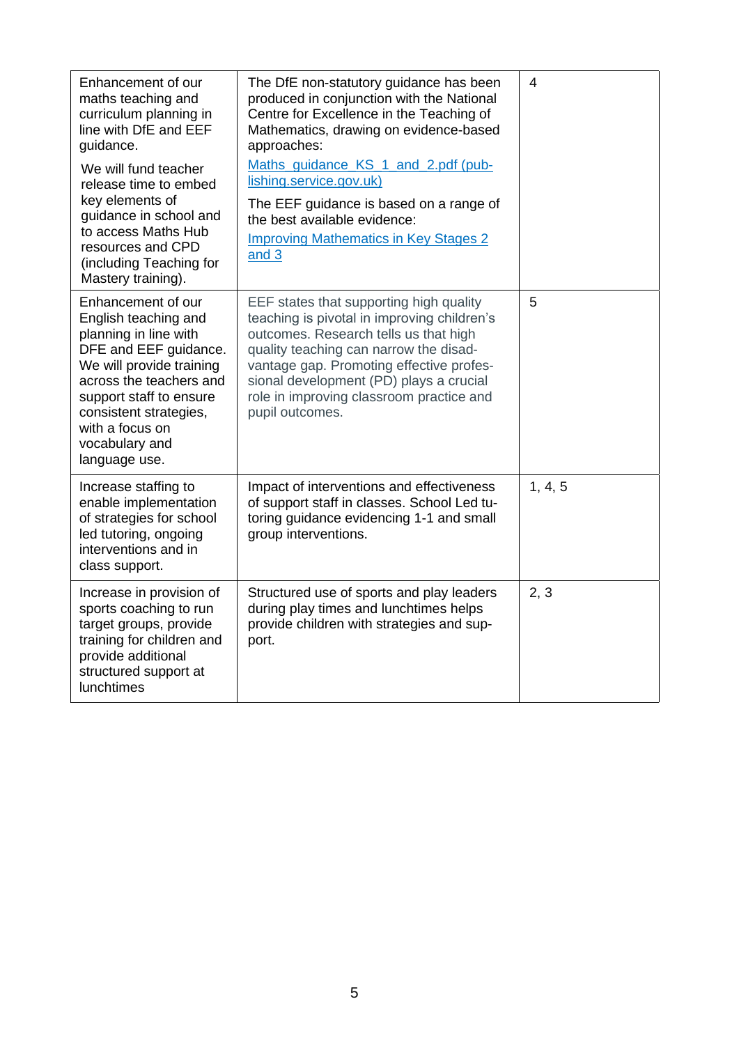| | | |
|---|---|---|
| Enhancement of our maths teaching and curriculum planning in line with DfE and EEF guidance.<br><br>We will fund teacher release time to embed key elements of guidance in school and to access Maths Hub resources and CPD (including Teaching for Mastery training). | The DfE non-statutory guidance has been produced in conjunction with the National Centre for Excellence in the Teaching of Mathematics, drawing on evidence-based approaches:<br><br>[Maths_guidance_KS_1_and_2.pdf (publishing.service.gov.uk)]<br><br>The EEF guidance is based on a range of the best available evidence:<br><br>[Improving Mathematics in Key Stages 2 and 3] | 4 |
| Enhancement of our English teaching and planning in line with DFE and EEF guidance. We will provide training across the teachers and support staff to ensure consistent strategies, with a focus on vocabulary and language use. | EEF states that supporting high quality teaching is pivotal in improving children's outcomes. Research tells us that high quality teaching can narrow the disadvantage gap. Promoting effective professional development (PD) plays a crucial role in improving classroom practice and pupil outcomes. | 5 |
| Increase staffing to enable implementation of strategies for school led tutoring, ongoing interventions and in class support. | Impact of interventions and effectiveness of support staff in classes. School Led tutoring guidance evidencing 1-1 and small group interventions. | 1, 4, 5 |
| Increase in provision of sports coaching to run target groups, provide training for children and provide additional structured support at lunchtimes | Structured use of sports and play leaders during play times and lunchtimes helps provide children with strategies and support. | 2, 3 |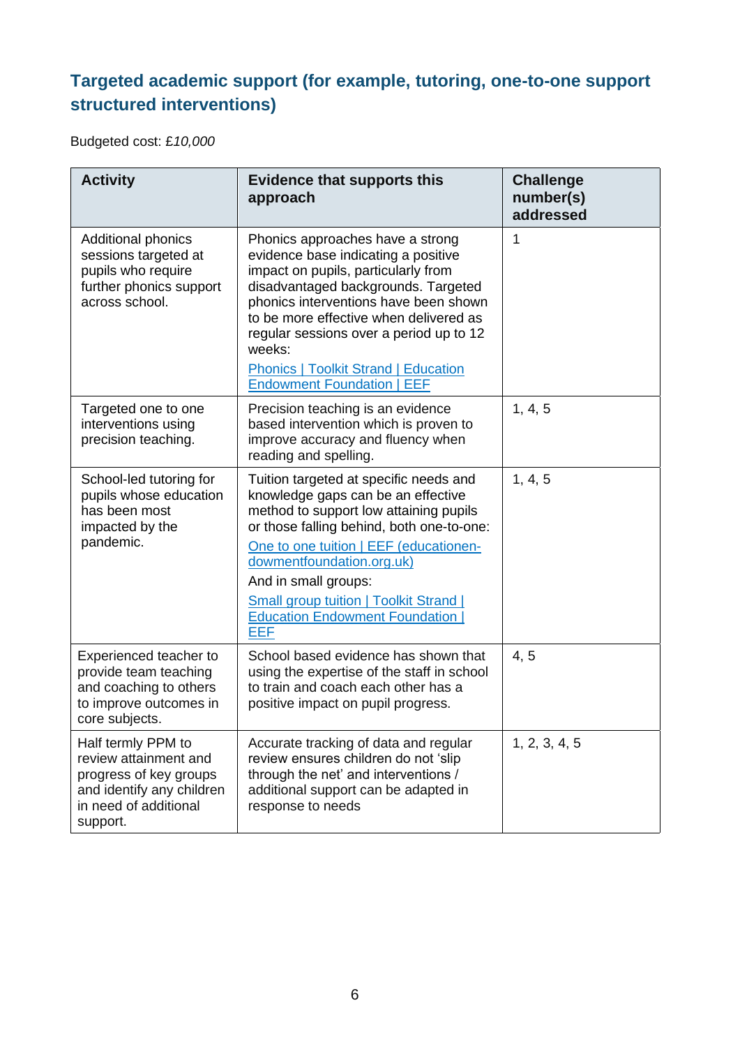## Targeted academic support (for example, tutoring, one-to-one support structured interventions)

Budgeted cost: £*10,000*

| Activity | Evidence that supports this approach | Challenge number(s) addressed |
|---|---|---|
| Additional phonics sessions targeted at pupils who require further phonics support across school. | Phonics approaches have a strong evidence base indicating a positive impact on pupils, particularly from disadvantaged backgrounds. Targeted phonics interventions have been shown to be more effective when delivered as regular sessions over a period up to 12 weeks: [Phonics \| Toolkit Strand \| Education Endowment Foundation \| EEF]() | 1 |
| Targeted one to one interventions using precision teaching. | Precision teaching is an evidence based intervention which is proven to improve accuracy and fluency when reading and spelling. | 1, 4, 5 |
| School-led tutoring for pupils whose education has been most impacted by the pandemic. | Tuition targeted at specific needs and knowledge gaps can be an effective method to support low attaining pupils or those falling behind, both one-to-one: [One to one tuition \| EEF (educationendowmentfoundation.org.uk)]() And in small groups: [Small group tuition \| Toolkit Strand \| Education Endowment Foundation \| EEF]() | 1, 4, 5 |
| Experienced teacher to provide team teaching and coaching to others to improve outcomes in core subjects. | School based evidence has shown that using the expertise of the staff in school to train and coach each other has a positive impact on pupil progress. | 4, 5 |
| Half termly PPM to review attainment and progress of key groups and identify any children in need of additional support. | Accurate tracking of data and regular review ensures children do not 'slip through the net' and interventions / additional support can be adapted in response to needs | 1, 2, 3, 4, 5 |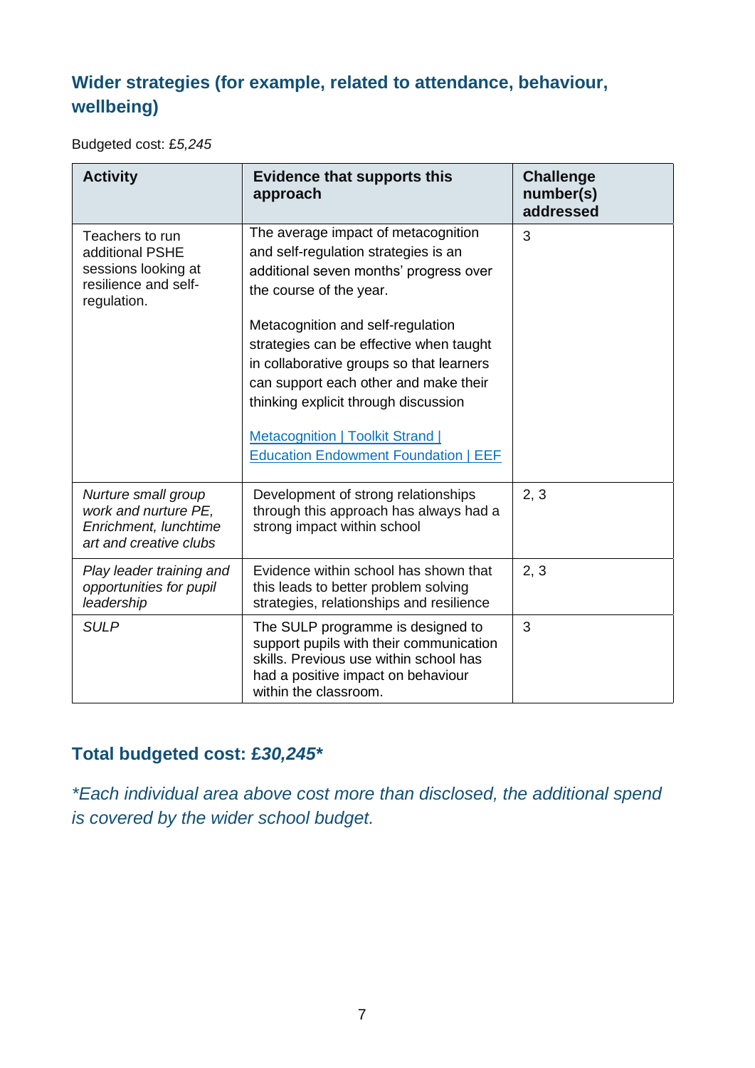## Wider strategies (for example, related to attendance, behaviour, wellbeing)

Budgeted cost: *£5,245*

| Activity | Evidence that supports this approach | Challenge number(s) addressed |
|---|---|---|
| Teachers to run additional PSHE sessions looking at resilience and self-regulation. | The average impact of metacognition and self-regulation strategies is an additional seven months' progress over the course of the year.<br><br>Metacognition and self-regulation strategies can be effective when taught in collaborative groups so that learners can support each other and make their thinking explicit through discussion<br><br>[Metacognition \| Toolkit Strand \| Education Endowment Foundation \| EEF]() | 3 |
| *Nurture small group work and nurture PE, Enrichment, lunchtime art and creative clubs* | Development of strong relationships through this approach has always had a strong impact within school | 2, 3 |
| *Play leader training and opportunities for pupil leadership* | Evidence within school has shown that this leads to better problem solving strategies, relationships and resilience | 2, 3 |
| *SULP* | The SULP programme is designed to support pupils with their communication skills. Previous use within school has had a positive impact on behaviour within the classroom. | 3 |

## Total budgeted cost: *£30,245**

*\*Each individual area above cost more than disclosed, the additional spend is covered by the wider school budget.*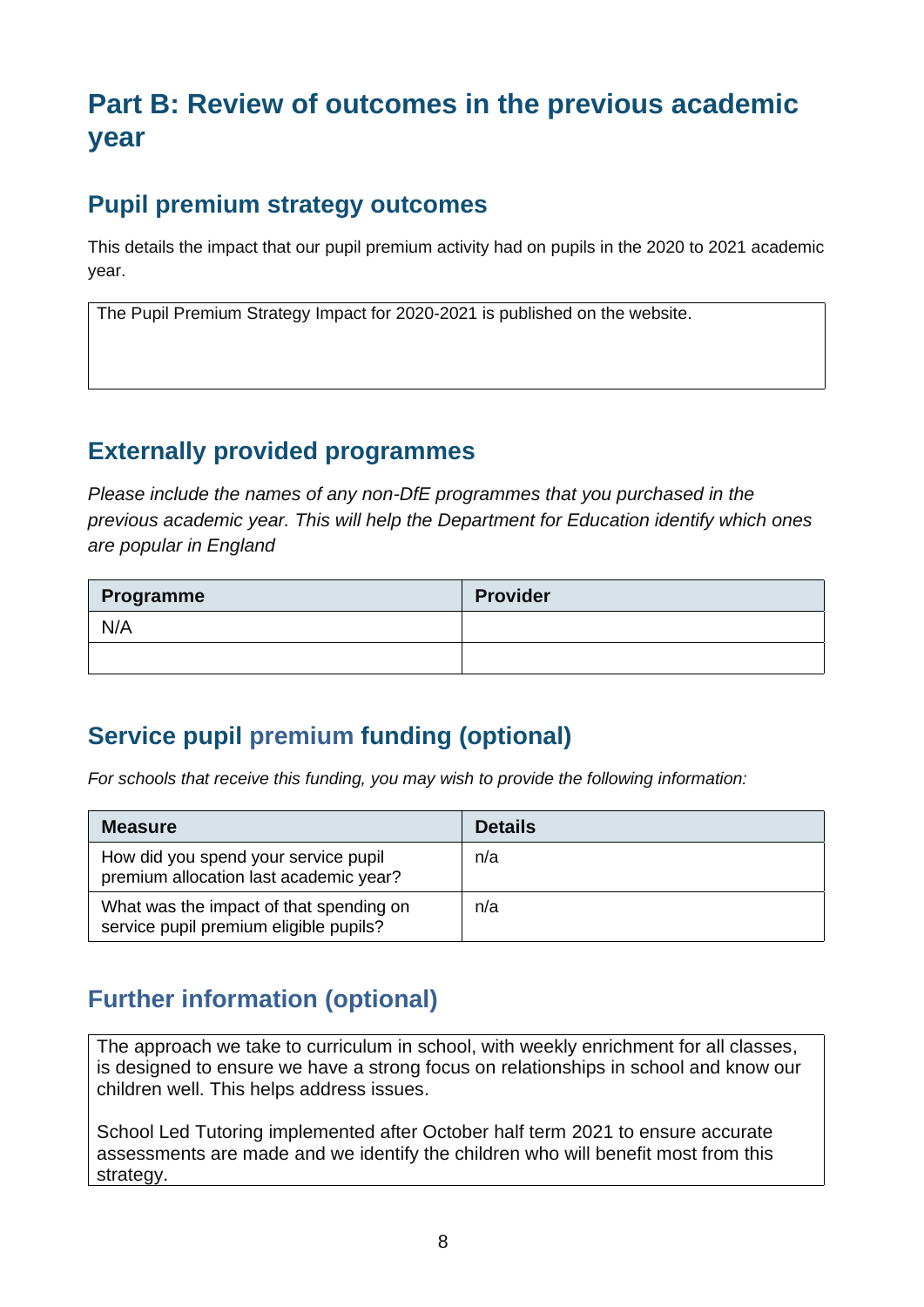# Part B: Review of outcomes in the previous academic year

## Pupil premium strategy outcomes

This details the impact that our pupil premium activity had on pupils in the 2020 to 2021 academic year.

| |
|---|
| The Pupil Premium Strategy Impact for 2020-2021 is published on the website. |

## Externally provided programmes

*Please include the names of any non-DfE programmes that you purchased in the previous academic year. This will help the Department for Education identify which ones are popular in England*

| Programme | Provider |
|---|---|
| N/A | |
| | |

## Service pupil premium funding (optional)

*For schools that receive this funding, you may wish to provide the following information:*

| Measure | Details |
|---|---|
| How did you spend your service pupil premium allocation last academic year? | n/a |
| What was the impact of that spending on service pupil premium eligible pupils? | n/a |

## Further information (optional)

The approach we take to curriculum in school, with weekly enrichment for all classes, is designed to ensure we have a strong focus on relationships in school and know our children well. This helps address issues.

School Led Tutoring implemented after October half term 2021 to ensure accurate assessments are made and we identify the children who will benefit most from this strategy.